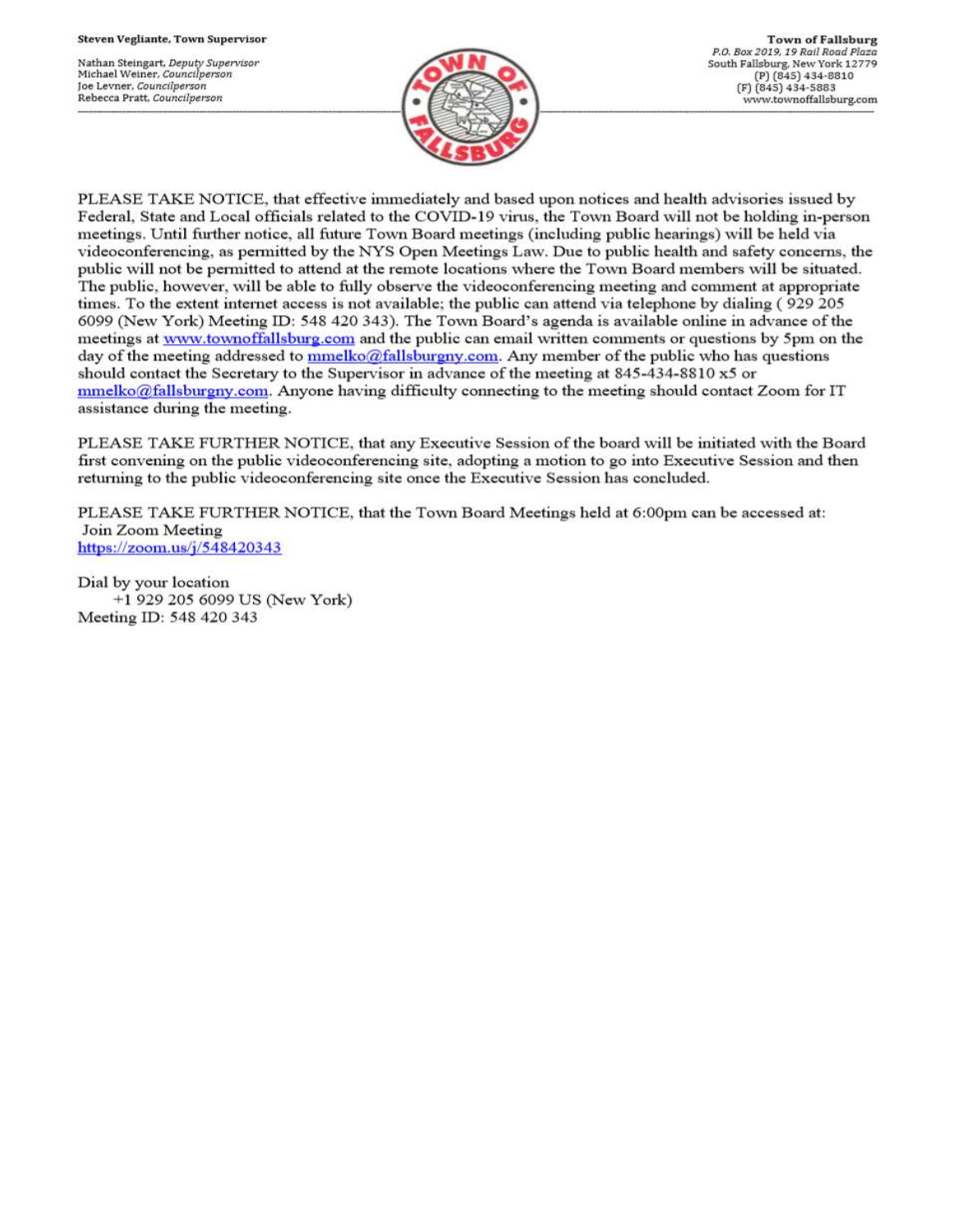**Steven Vegliante, Town Supervisor**

Nathan Steingart, *Deputy Supervisor*
Michael Weiner, *Councilperson*
Joe Levner, *Councilperson*
Rebecca Pratt, *Councilperson*

**Town of Fallsburg**
*P.O. Box 2019, 19 Rail Road Plaza*
South Fallsburg, New York 12779
(P) (845) 434-8810
(F) (845) 434-5883
www.townoffallsburg.com

PLEASE TAKE NOTICE, that effective immediately and based upon notices and health advisories issued by Federal, State and Local officials related to the COVID-19 virus, the Town Board will not be holding in-person meetings. Until further notice, all future Town Board meetings (including public hearings) will be held via videoconferencing, as permitted by the NYS Open Meetings Law. Due to public health and safety concerns, the public will not be permitted to attend at the remote locations where the Town Board members will be situated. The public, however, will be able to fully observe the videoconferencing meeting and comment at appropriate times. To the extent internet access is not available; the public can attend via telephone by dialing ( 929 205 6099 (New York) Meeting ID: 548 420 343). The Town Board's agenda is available online in advance of the meetings at www.townoffallsburg.com and the public can email written comments or questions by 5pm on the day of the meeting addressed to mmelko@fallsburgny.com. Any member of the public who has questions should contact the Secretary to the Supervisor in advance of the meeting at 845-434-8810 x5 or mmelko@fallsburgny.com. Anyone having difficulty connecting to the meeting should contact Zoom for IT assistance during the meeting.

PLEASE TAKE FURTHER NOTICE, that any Executive Session of the board will be initiated with the Board first convening on the public videoconferencing site, adopting a motion to go into Executive Session and then returning to the public videoconferencing site once the Executive Session has concluded.

PLEASE TAKE FURTHER NOTICE, that the Town Board Meetings held at 6:00pm can be accessed at:
Join Zoom Meeting
https://zoom.us/j/548420343

Dial by your location
+1 929 205 6099 US (New York)
Meeting ID: 548 420 343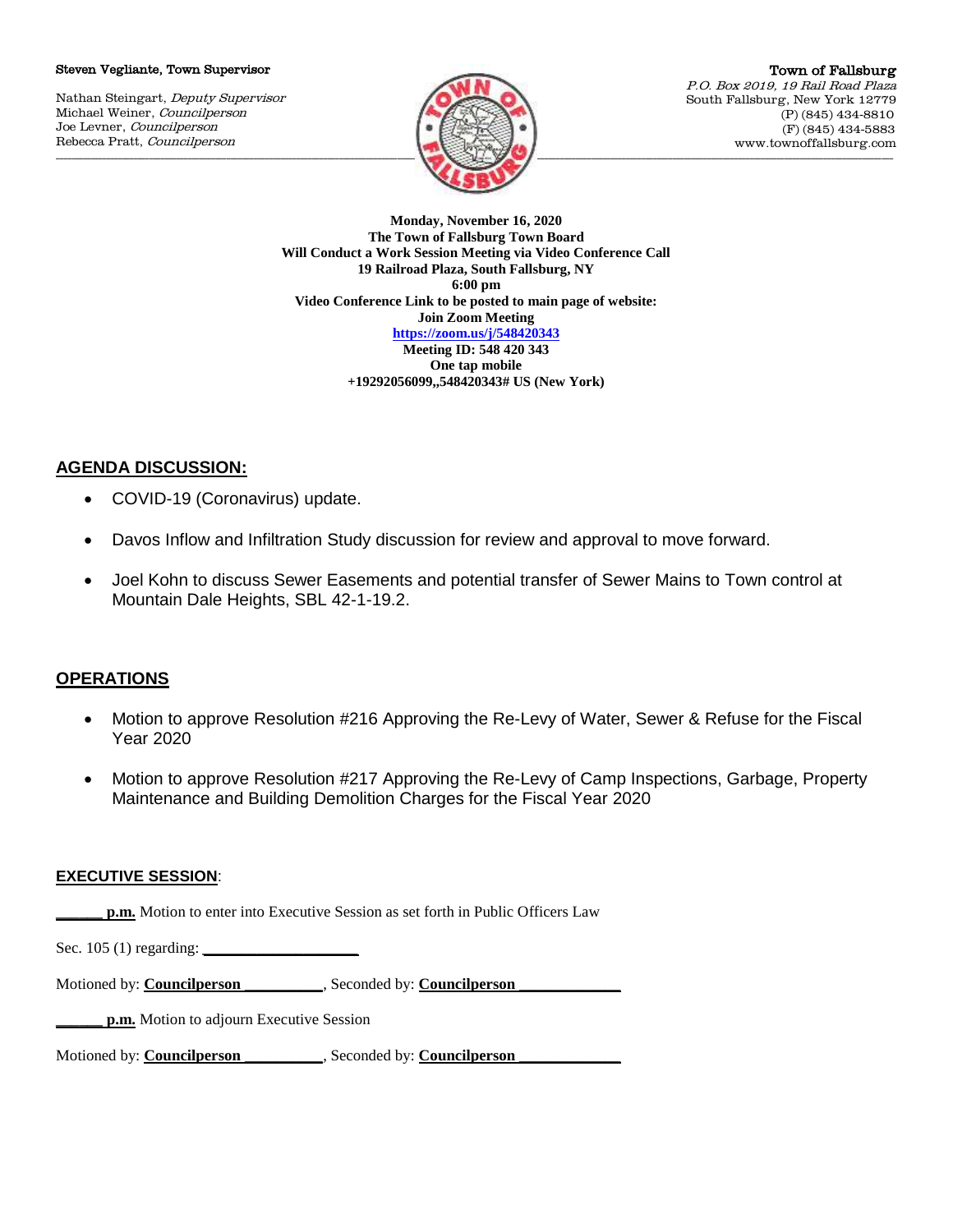Steven Vegliante, Town Supervisor

Nathan Steingart, *Deputy Supervisor*
Michael Weiner, *Councilperson*
Joe Levner, *Councilperson*
Rebecca Pratt, *Councilperson*

Town of Fallsburg
*P.O. Box 2019, 19 Rail Road Plaza*
South Fallsburg, New York 12779
(P) (845) 434-8810
(F) (845) 434-5883
www.townoffallsburg.com

**Monday, November 16, 2020**
**The Town of Fallsburg Town Board**
**Will Conduct a Work Session Meeting via Video Conference Call**
**19 Railroad Plaza, South Fallsburg, NY**
**6:00 pm**
**Video Conference Link to be posted to main page of website:**
**Join Zoom Meeting**
**https://zoom.us/j/548420343**
**Meeting ID: 548 420 343**
**One tap mobile**
**+19292056099,,548420343# US (New York)**

## AGENDA DISCUSSION:

- COVID-19 (Coronavirus) update.
- Davos Inflow and Infiltration Study discussion for review and approval to move forward.
- Joel Kohn to discuss Sewer Easements and potential transfer of Sewer Mains to Town control at Mountain Dale Heights, SBL 42-1-19.2.

## OPERATIONS

- Motion to approve Resolution #216 Approving the Re-Levy of Water, Sewer & Refuse for the Fiscal Year 2020
- Motion to approve Resolution #217 Approving the Re-Levy of Camp Inspections, Garbage, Property Maintenance and Building Demolition Charges for the Fiscal Year 2020

## EXECUTIVE SESSION:

**______ p.m.** Motion to enter into Executive Session as set forth in Public Officers Law

Sec. 105 (1) regarding: ____________________

Motioned by: **Councilperson __________**, Seconded by: **Councilperson _____________**

**______ p.m.** Motion to adjourn Executive Session

Motioned by: **Councilperson __________**, Seconded by: **Councilperson _____________**